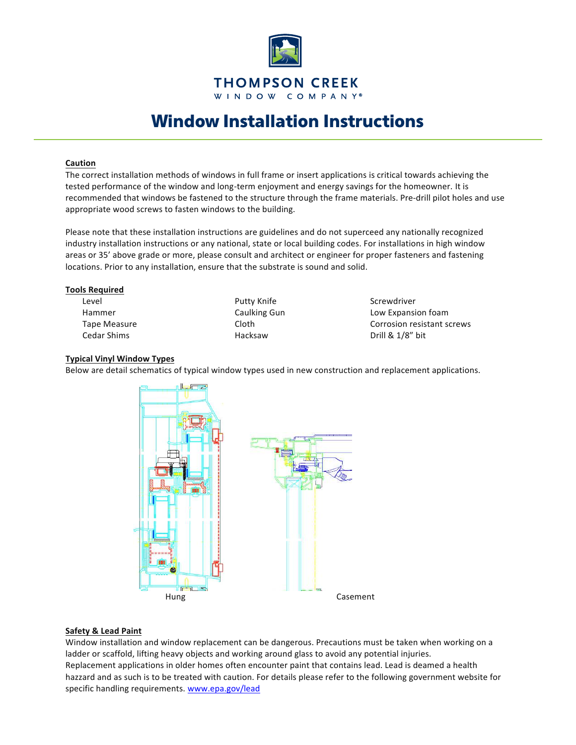THOMPSON CREEK
WINDOW COMPANY®

# Window Installation Instructions

## Caution

The correct installation methods of windows in full frame or insert applications is critical towards achieving the tested performance of the window and long-term enjoyment and energy savings for the homeowner. It is recommended that windows be fastened to the structure through the frame materials. Pre-drill pilot holes and use appropriate wood screws to fasten windows to the building.

Please note that these installation instructions are guidelines and do not superceed any nationally recognized industry installation instructions or any national, state or local building codes. For installations in high window areas or 35' above grade or more, please consult and architect or engineer for proper fasteners and fastening locations. Prior to any installation, ensure that the substrate is sound and solid.

## Tools Required

| | | |
|---|---|---|
| Level | Putty Knife | Screwdriver |
| Hammer | Caulking Gun | Low Expansion foam |
| Tape Measure | Cloth | Corrosion resistant screws |
| Cedar Shims | Hacksaw | Drill & 1/8" bit |

## Typical Vinyl Window Types

Below are detail schematics of typical window types used in new construction and replacement applications.

Hung

Casement

## Safety & Lead Paint

Window installation and window replacement can be dangerous. Precautions must be taken when working on a ladder or scaffold, lifting heavy objects and working around glass to avoid any potential injuries.
Replacement applications in older homes often encounter paint that contains lead. Lead is deamed a health hazzard and as such is to be treated with caution. For details please refer to the following government website for specific handling requirements. www.epa.gov/lead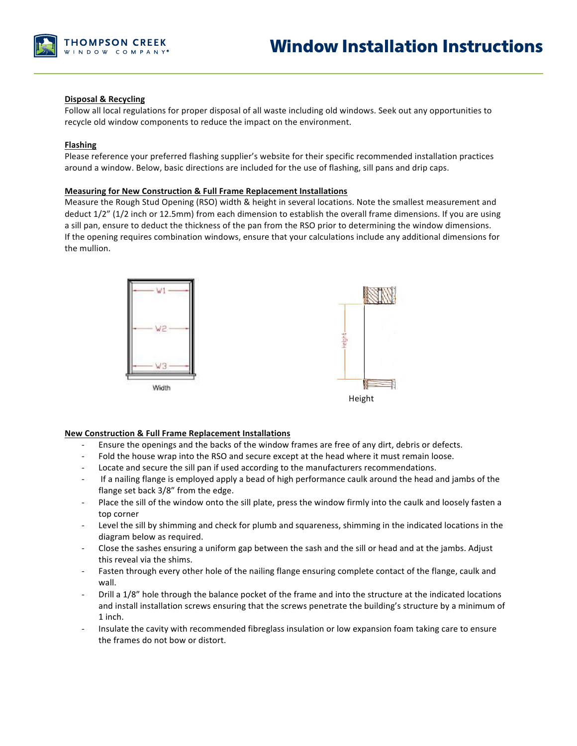## Disposal & Recycling

Follow all local regulations for proper disposal of all waste including old windows. Seek out any opportunities to recycle old window components to reduce the impact on the environment.

## Flashing

Please reference your preferred flashing supplier's website for their specific recommended installation practices around a window. Below, basic directions are included for the use of flashing, sill pans and drip caps.

## Measuring for New Construction & Full Frame Replacement Installations

Measure the Rough Stud Opening (RSO) width & height in several locations. Note the smallest measurement and deduct 1/2" (1/2 inch or 12.5mm) from each dimension to establish the overall frame dimensions. If you are using a sill pan, ensure to deduct the thickness of the pan from the RSO prior to determining the window dimensions. If the opening requires combination windows, ensure that your calculations include any additional dimensions for the mullion.

Width

Height

## New Construction & Full Frame Replacement Installations

- Ensure the openings and the backs of the window frames are free of any dirt, debris or defects.
- Fold the house wrap into the RSO and secure except at the head where it must remain loose.
- Locate and secure the sill pan if used according to the manufacturers recommendations.
- If a nailing flange is employed apply a bead of high performance caulk around the head and jambs of the flange set back 3/8" from the edge.
- Place the sill of the window onto the sill plate, press the window firmly into the caulk and loosely fasten a top corner
- Level the sill by shimming and check for plumb and squareness, shimming in the indicated locations in the diagram below as required.
- Close the sashes ensuring a uniform gap between the sash and the sill or head and at the jambs. Adjust this reveal via the shims.
- Fasten through every other hole of the nailing flange ensuring complete contact of the flange, caulk and wall.
- Drill a 1/8" hole through the balance pocket of the frame and into the structure at the indicated locations and install installation screws ensuring that the screws penetrate the building's structure by a minimum of 1 inch.
- Insulate the cavity with recommended fibreglass insulation or low expansion foam taking care to ensure the frames do not bow or distort.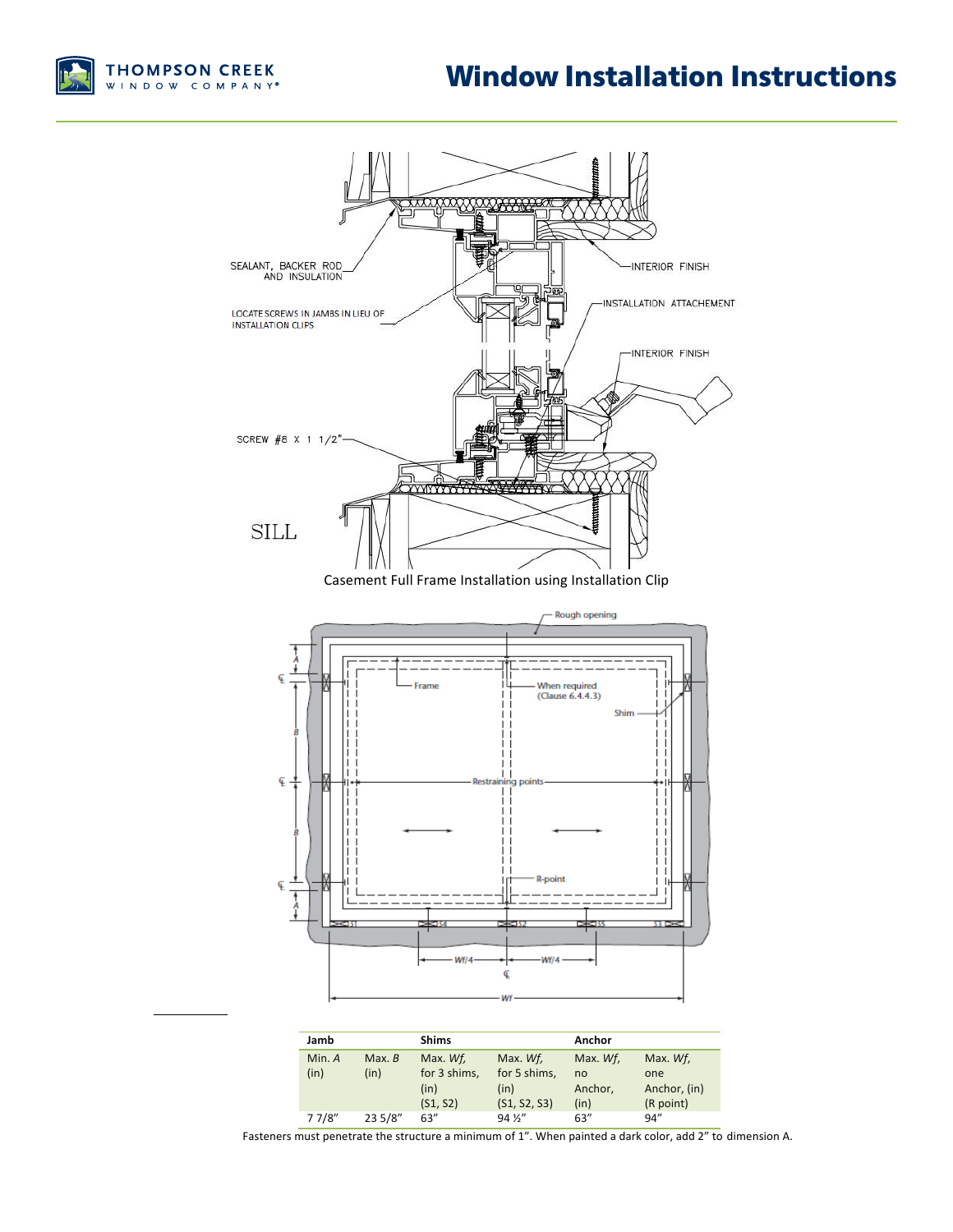# Window Installation Instructions

SEALANT, BACKER ROD AND INSULATION

LOCATE SCREWS IN JAMBS IN LIEU OF INSTALLATION CLIPS

INTERIOR FINISH

INSTALLATION ATTACHEMENT

INTERIOR FINISH

SCREW #8 X 1 1/2"

SILL

Casement Full Frame Installation using Installation Clip

| Jamb | | Shims | | Anchor | |
|---|---|---|---|---|---|
| Min. *A* (in) | Max. *B* (in) | Max. *Wf*, for 3 shims, (in) (S1, S2) | Max. *Wf*, for 5 shims, (in) (S1, S2, S3) | Max. *Wf*, no Anchor, (in) | Max. *Wf*, one Anchor, (in) (R point) |
| 7 7/8" | 23 5/8" | 63" | 94 ½" | 63" | 94" |

Fasteners must penetrate the structure a minimum of 1". When painted a dark color, add 2" to dimension A.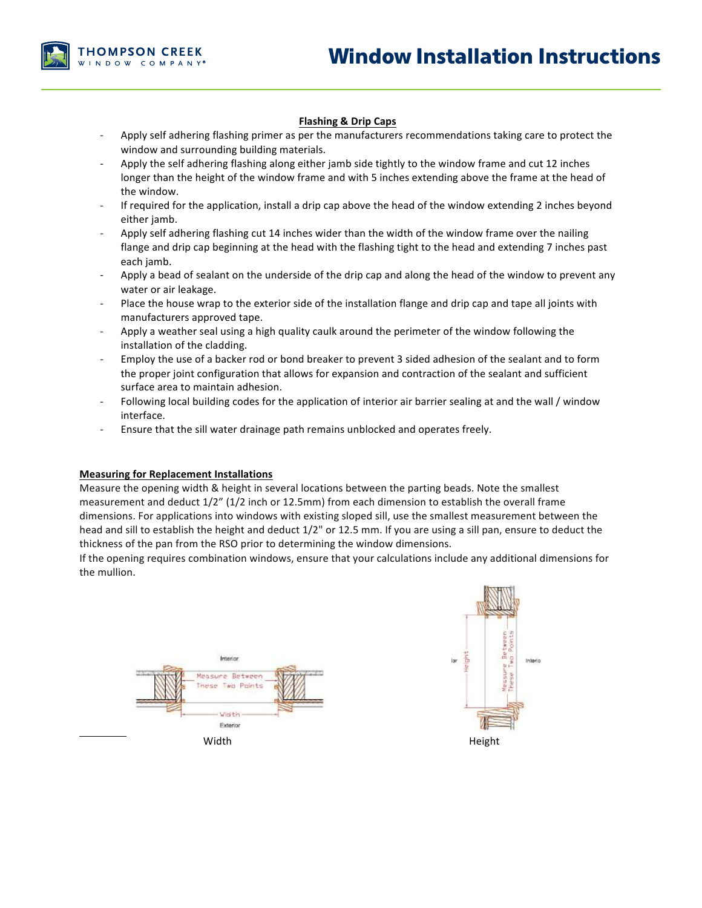**Flashing & Drip Caps**

- Apply self adhering flashing primer as per the manufacturers recommendations taking care to protect the window and surrounding building materials.
- Apply the self adhering flashing along either jamb side tightly to the window frame and cut 12 inches longer than the height of the window frame and with 5 inches extending above the frame at the head of the window.
- If required for the application, install a drip cap above the head of the window extending 2 inches beyond either jamb.
- Apply self adhering flashing cut 14 inches wider than the width of the window frame over the nailing flange and drip cap beginning at the head with the flashing tight to the head and extending 7 inches past each jamb.
- Apply a bead of sealant on the underside of the drip cap and along the head of the window to prevent any water or air leakage.
- Place the house wrap to the exterior side of the installation flange and drip cap and tape all joints with manufacturers approved tape.
- Apply a weather seal using a high quality caulk around the perimeter of the window following the installation of the cladding.
- Employ the use of a backer rod or bond breaker to prevent 3 sided adhesion of the sealant and to form the proper joint configuration that allows for expansion and contraction of the sealant and sufficient surface area to maintain adhesion.
- Following local building codes for the application of interior air barrier sealing at and the wall / window interface.
- Ensure that the sill water drainage path remains unblocked and operates freely.

**Measuring for Replacement Installations**

Measure the opening width & height in several locations between the parting beads. Note the smallest measurement and deduct 1/2" (1/2 inch or 12.5mm) from each dimension to establish the overall frame dimensions. For applications into windows with existing sloped sill, use the smallest measurement between the head and sill to establish the height and deduct 1/2" or 12.5 mm. If you are using a sill pan, ensure to deduct the thickness of the pan from the RSO prior to determining the window dimensions.

If the opening requires combination windows, ensure that your calculations include any additional dimensions for the mullion.

Width

Height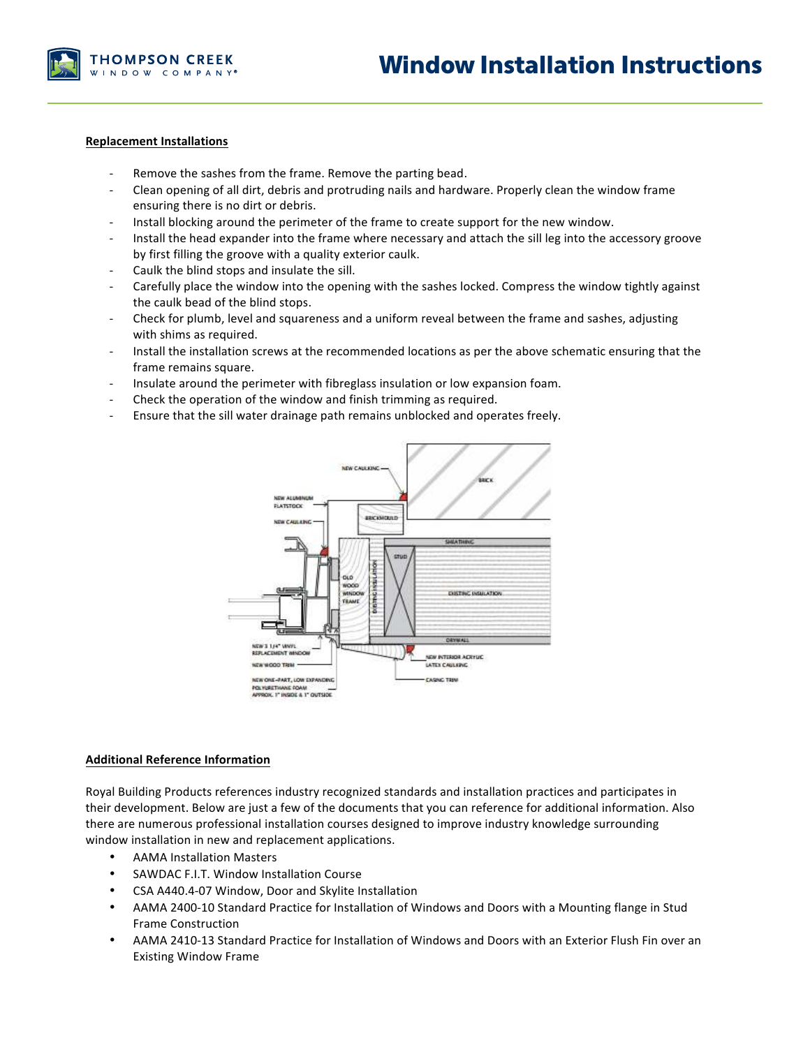## Replacement Installations

- Remove the sashes from the frame. Remove the parting bead.
- Clean opening of all dirt, debris and protruding nails and hardware. Properly clean the window frame ensuring there is no dirt or debris.
- Install blocking around the perimeter of the frame to create support for the new window.
- Install the head expander into the frame where necessary and attach the sill leg into the accessory groove by first filling the groove with a quality exterior caulk.
- Caulk the blind stops and insulate the sill.
- Carefully place the window into the opening with the sashes locked. Compress the window tightly against the caulk bead of the blind stops.
- Check for plumb, level and squareness and a uniform reveal between the frame and sashes, adjusting with shims as required.
- Install the installation screws at the recommended locations as per the above schematic ensuring that the frame remains square.
- Insulate around the perimeter with fibreglass insulation or low expansion foam.
- Check the operation of the window and finish trimming as required.
- Ensure that the sill water drainage path remains unblocked and operates freely.

## Additional Reference Information

Royal Building Products references industry recognized standards and installation practices and participates in their development. Below are just a few of the documents that you can reference for additional information. Also there are numerous professional installation courses designed to improve industry knowledge surrounding window installation in new and replacement applications.

- AAMA Installation Masters
- SAWDAC F.I.T. Window Installation Course
- CSA A440.4-07 Window, Door and Skylite Installation
- AAMA 2400-10 Standard Practice for Installation of Windows and Doors with a Mounting flange in Stud Frame Construction
- AAMA 2410-13 Standard Practice for Installation of Windows and Doors with an Exterior Flush Fin over an Existing Window Frame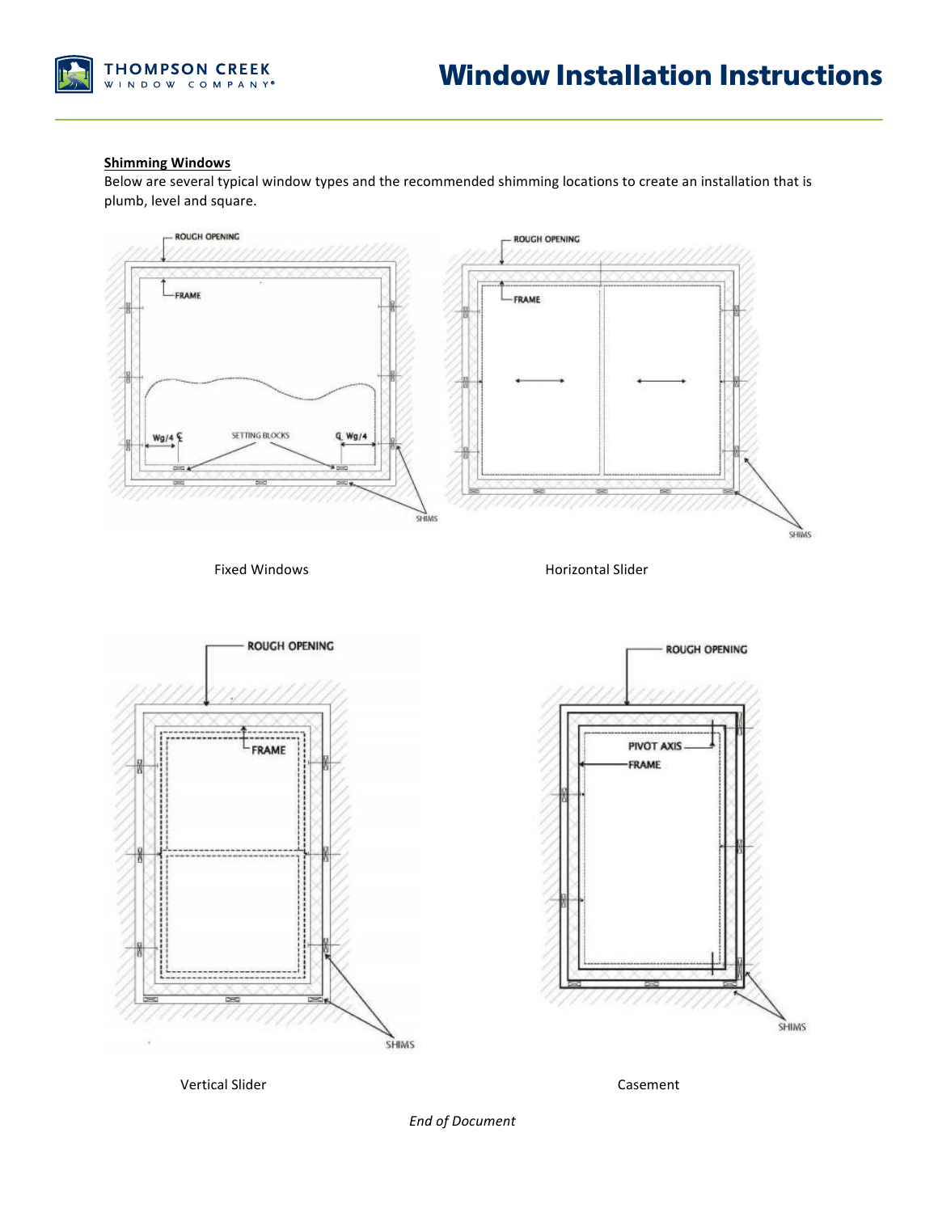**Shimming Windows**

Below are several typical window types and the recommended shimming locations to create an installation that is plumb, level and square.

ROUGH OPENING
FRAME
SETTING BLOCKS
Wg/4
Wg/4
SHIMS

Fixed Windows

ROUGH OPENING
FRAME
SHIMS

Horizontal Slider

ROUGH OPENING
FRAME
SHIMS

Vertical Slider

ROUGH OPENING
PIVOT AXIS
FRAME
SHIMS

Casement

*End of Document*